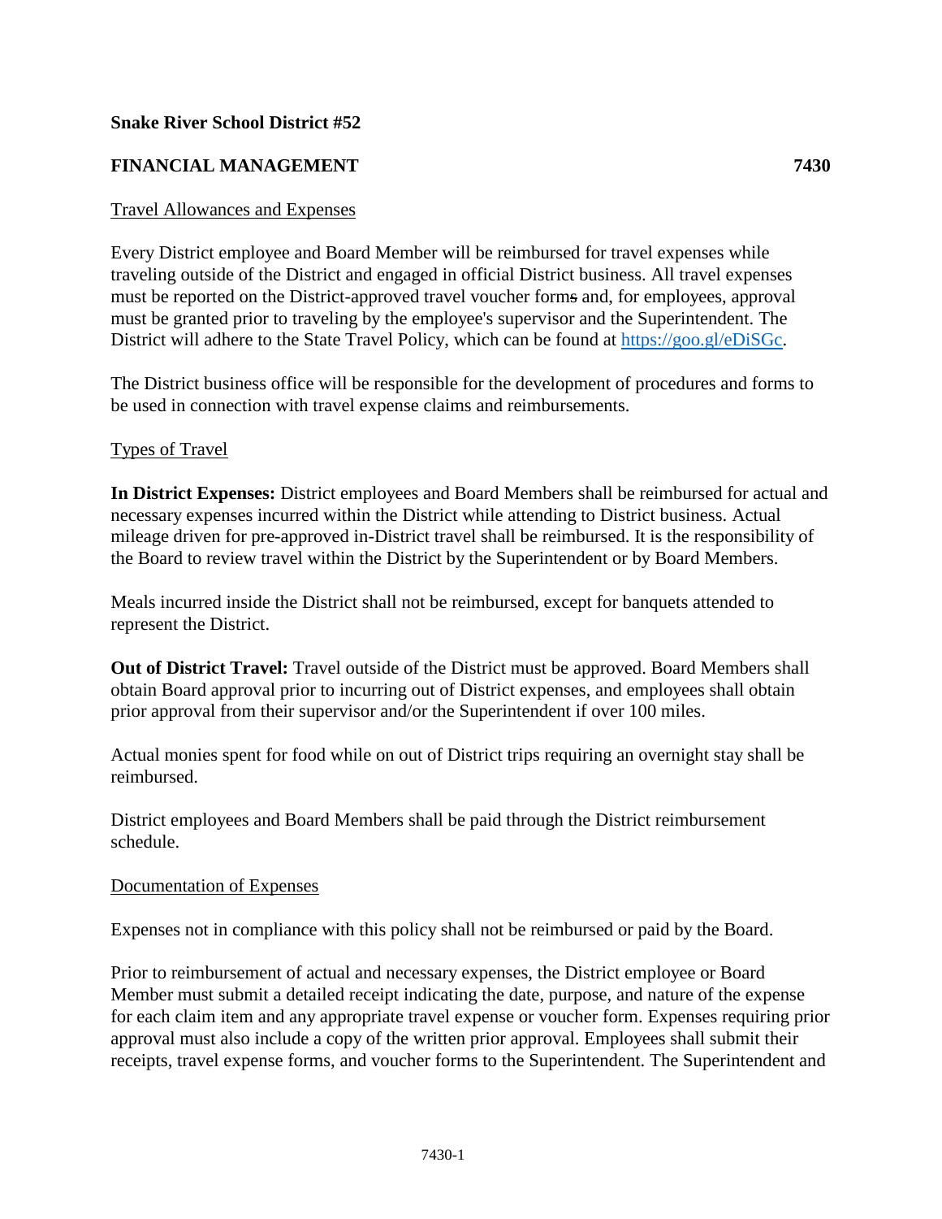**Snake River School District #52**

## FINANCIAL MANAGEMENT 7430

Travel Allowances and Expenses

Every District employee and Board Member will be reimbursed for travel expenses while traveling outside of the District and engaged in official District business. All travel expenses must be reported on the District-approved travel voucher ~~forms~~ form and, for employees, approval must be granted prior to traveling by the employee's supervisor and the Superintendent. The District will adhere to the State Travel Policy, which can be found at [https://goo.gl/eDiSGc](https://goo.gl/eDiSGc).

The District business office will be responsible for the development of procedures and forms to be used in connection with travel expense claims and reimbursements.

Types of Travel

**In District Expenses:** District employees and Board Members shall be reimbursed for actual and necessary expenses incurred within the District while attending to District business. Actual mileage driven for pre-approved in-District travel shall be reimbursed. It is the responsibility of the Board to review travel within the District by the Superintendent or by Board Members.

Meals incurred inside the District shall not be reimbursed, except for banquets attended to represent the District.

**Out of District Travel:** Travel outside of the District must be approved. Board Members shall obtain Board approval prior to incurring out of District expenses, and employees shall obtain prior approval from their supervisor and/or the Superintendent if over 100 miles.

Actual monies spent for food while on out of District trips requiring an overnight stay shall be reimbursed.

District employees and Board Members shall be paid through the District reimbursement schedule.

Documentation of Expenses

Expenses not in compliance with this policy shall not be reimbursed or paid by the Board.

Prior to reimbursement of actual and necessary expenses, the District employee or Board Member must submit a detailed receipt indicating the date, purpose, and nature of the expense for each claim item and any appropriate travel expense or voucher form. Expenses requiring prior approval must also include a copy of the written prior approval. Employees shall submit their receipts, travel expense forms, and voucher forms to the Superintendent. The Superintendent and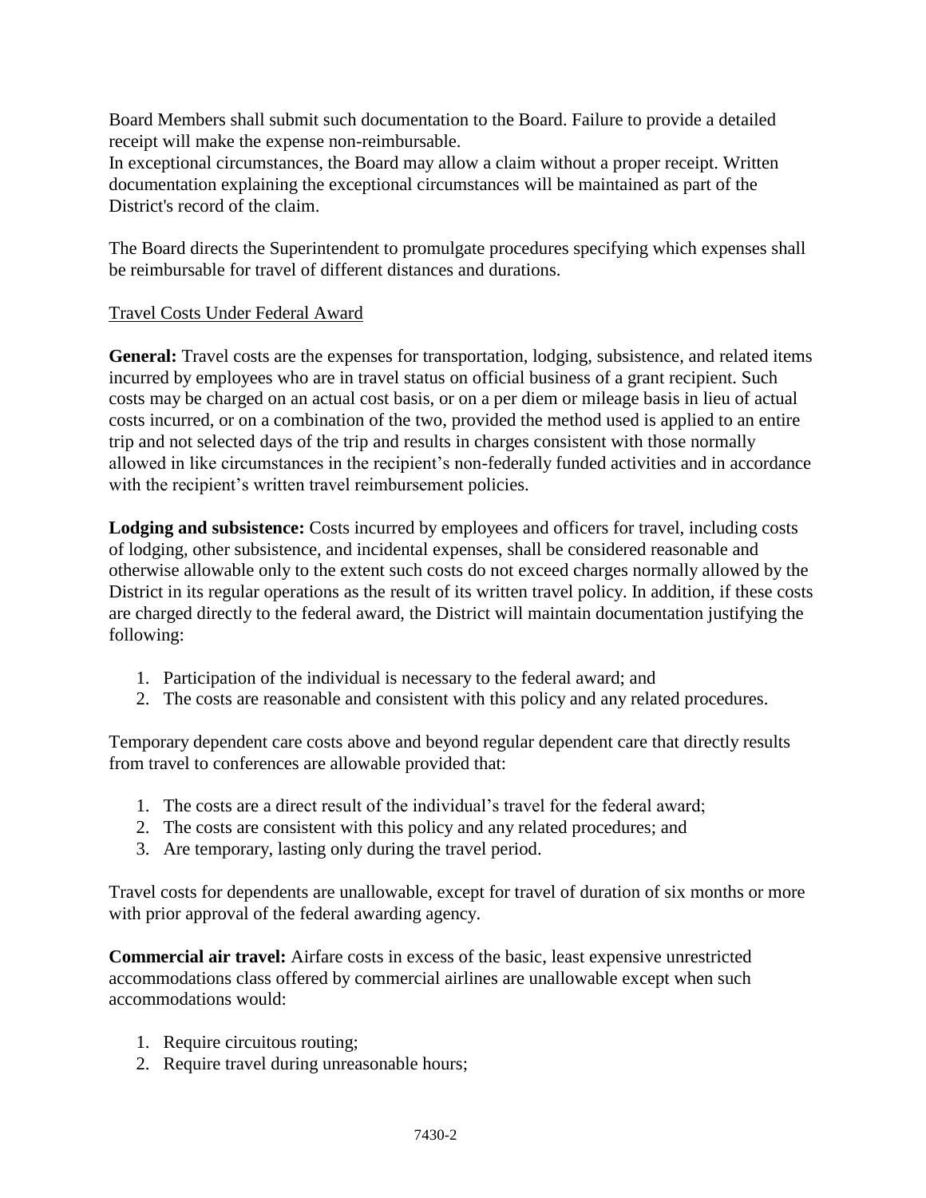Board Members shall submit such documentation to the Board. Failure to provide a detailed receipt will make the expense non-reimbursable.
In exceptional circumstances, the Board may allow a claim without a proper receipt. Written documentation explaining the exceptional circumstances will be maintained as part of the District's record of the claim.

The Board directs the Superintendent to promulgate procedures specifying which expenses shall be reimbursable for travel of different distances and durations.

Travel Costs Under Federal Award

**General:** Travel costs are the expenses for transportation, lodging, subsistence, and related items incurred by employees who are in travel status on official business of a grant recipient. Such costs may be charged on an actual cost basis, or on a per diem or mileage basis in lieu of actual costs incurred, or on a combination of the two, provided the method used is applied to an entire trip and not selected days of the trip and results in charges consistent with those normally allowed in like circumstances in the recipient's non-federally funded activities and in accordance with the recipient's written travel reimbursement policies.

**Lodging and subsistence:** Costs incurred by employees and officers for travel, including costs of lodging, other subsistence, and incidental expenses, shall be considered reasonable and otherwise allowable only to the extent such costs do not exceed charges normally allowed by the District in its regular operations as the result of its written travel policy. In addition, if these costs are charged directly to the federal award, the District will maintain documentation justifying the following:

1. Participation of the individual is necessary to the federal award; and
2. The costs are reasonable and consistent with this policy and any related procedures.

Temporary dependent care costs above and beyond regular dependent care that directly results from travel to conferences are allowable provided that:

1. The costs are a direct result of the individual's travel for the federal award;
2. The costs are consistent with this policy and any related procedures; and
3. Are temporary, lasting only during the travel period.

Travel costs for dependents are unallowable, except for travel of duration of six months or more with prior approval of the federal awarding agency.

**Commercial air travel:** Airfare costs in excess of the basic, least expensive unrestricted accommodations class offered by commercial airlines are unallowable except when such accommodations would:

1. Require circuitous routing;
2. Require travel during unreasonable hours;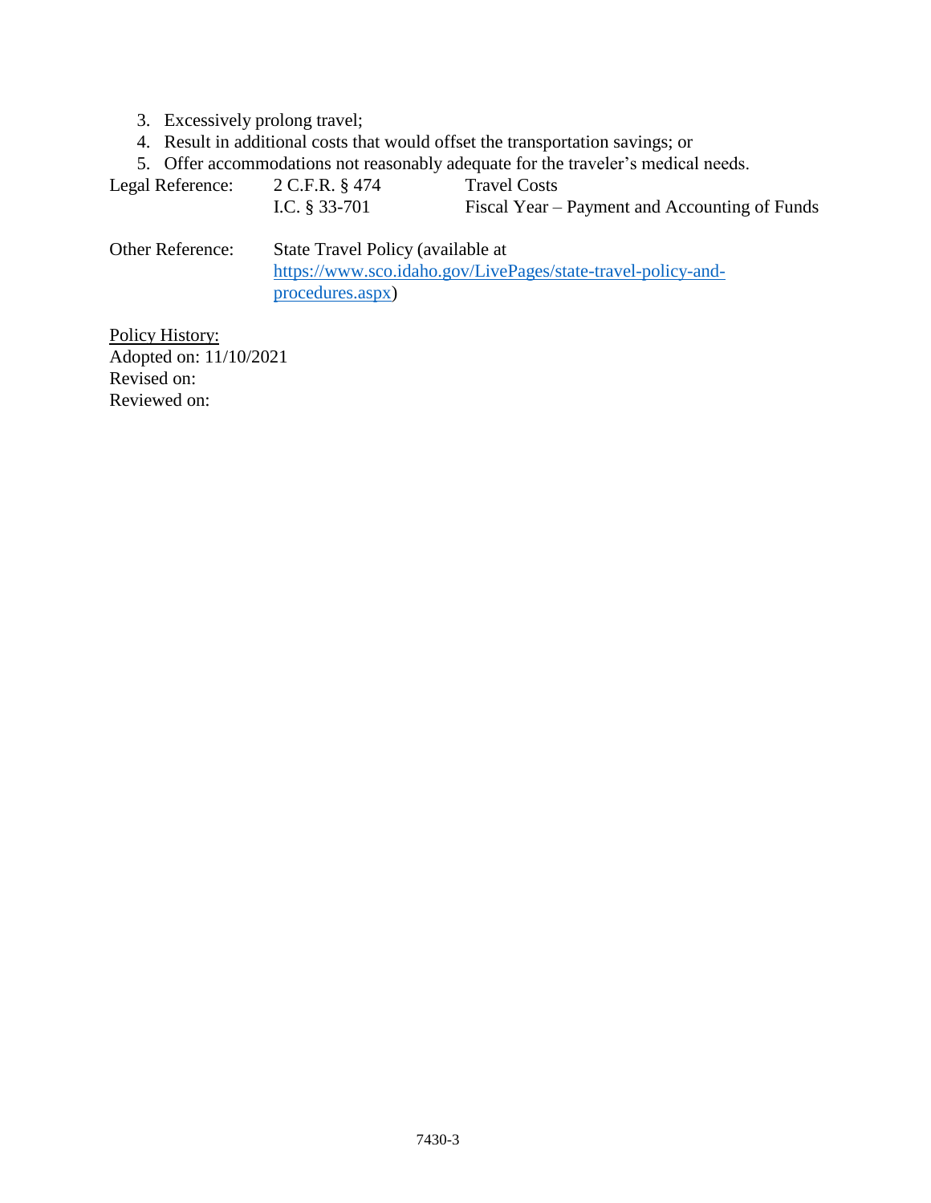3. Excessively prolong travel;
4. Result in additional costs that would offset the transportation savings; or
5. Offer accommodations not reasonably adequate for the traveler's medical needs.

| | | |
|---|---|---|
| Legal Reference: | 2 C.F.R. § 474 | Travel Costs |
| | I.C. § 33-701 | Fiscal Year – Payment and Accounting of Funds |

Other Reference: State Travel Policy (available at [https://www.sco.idaho.gov/LivePages/state-travel-policy-and-procedures.aspx](https://www.sco.idaho.gov/LivePages/state-travel-policy-and-procedures.aspx))

Policy History:
Adopted on: 11/10/2021
Revised on:
Reviewed on: